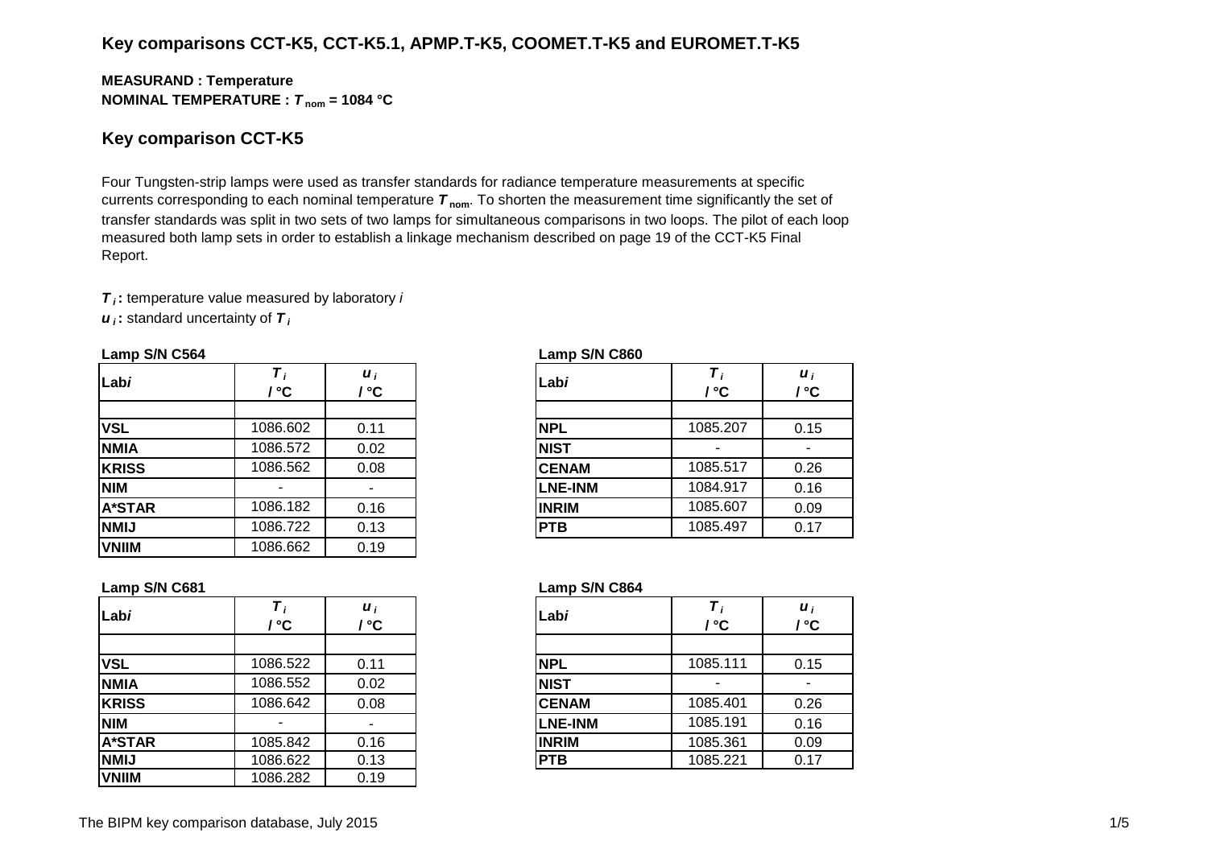## Key comparisons CCT-K5, CCT-K5.1, APMP.T-K5, COOMET.T-K5 and EUROMET.T-K5

**MEASURAND : Temperature**
**NOMINAL TEMPERATURE : $T_{nom}$ = 1084 °C**

## Key comparison CCT-K5

Four Tungsten-strip lamps were used as transfer standards for radiance temperature measurements at specific currents corresponding to each nominal temperature $T_{nom}$. To shorten the measurement time significantly the set of transfer standards was split in two sets of two lamps for simultaneous comparisons in two loops. The pilot of each loop measured both lamp sets in order to establish a linkage mechanism described on page 19 of the CCT-K5 Final Report.

$T_i$ **:** temperature value measured by laboratory *i*
$u_i$ **:** standard uncertainty of $T_i$

**Lamp S/N C564**

| Lab*i* | $T_i$ / °C | $u_i$ / °C |
|---|---|---|
| **VSL** | 1086.602 | 0.11 |
| **NMIA** | 1086.572 | 0.02 |
| **KRISS** | 1086.562 | 0.08 |
| **NIM** | - | - |
| **A*STAR** | 1086.182 | 0.16 |
| **NMIJ** | 1086.722 | 0.13 |
| **VNIIM** | 1086.662 | 0.19 |

**Lamp S/N C860**

| Lab*i* | $T_i$ / °C | $u_i$ / °C |
|---|---|---|
| **NPL** | 1085.207 | 0.15 |
| **NIST** | - | - |
| **CENAM** | 1085.517 | 0.26 |
| **LNE-INM** | 1084.917 | 0.16 |
| **INRIM** | 1085.607 | 0.09 |
| **PTB** | 1085.497 | 0.17 |

**Lamp S/N C681**

| Lab*i* | $T_i$ / °C | $u_i$ / °C |
|---|---|---|
| **VSL** | 1086.522 | 0.11 |
| **NMIA** | 1086.552 | 0.02 |
| **KRISS** | 1086.642 | 0.08 |
| **NIM** | - | - |
| **A*STAR** | 1085.842 | 0.16 |
| **NMIJ** | 1086.622 | 0.13 |
| **VNIIM** | 1086.282 | 0.19 |

**Lamp S/N C864**

| Lab*i* | $T_i$ / °C | $u_i$ / °C |
|---|---|---|
| **NPL** | 1085.111 | 0.15 |
| **NIST** | - | - |
| **CENAM** | 1085.401 | 0.26 |
| **LNE-INM** | 1085.191 | 0.16 |
| **INRIM** | 1085.361 | 0.09 |
| **PTB** | 1085.221 | 0.17 |

The BIPM key comparison database, July 2015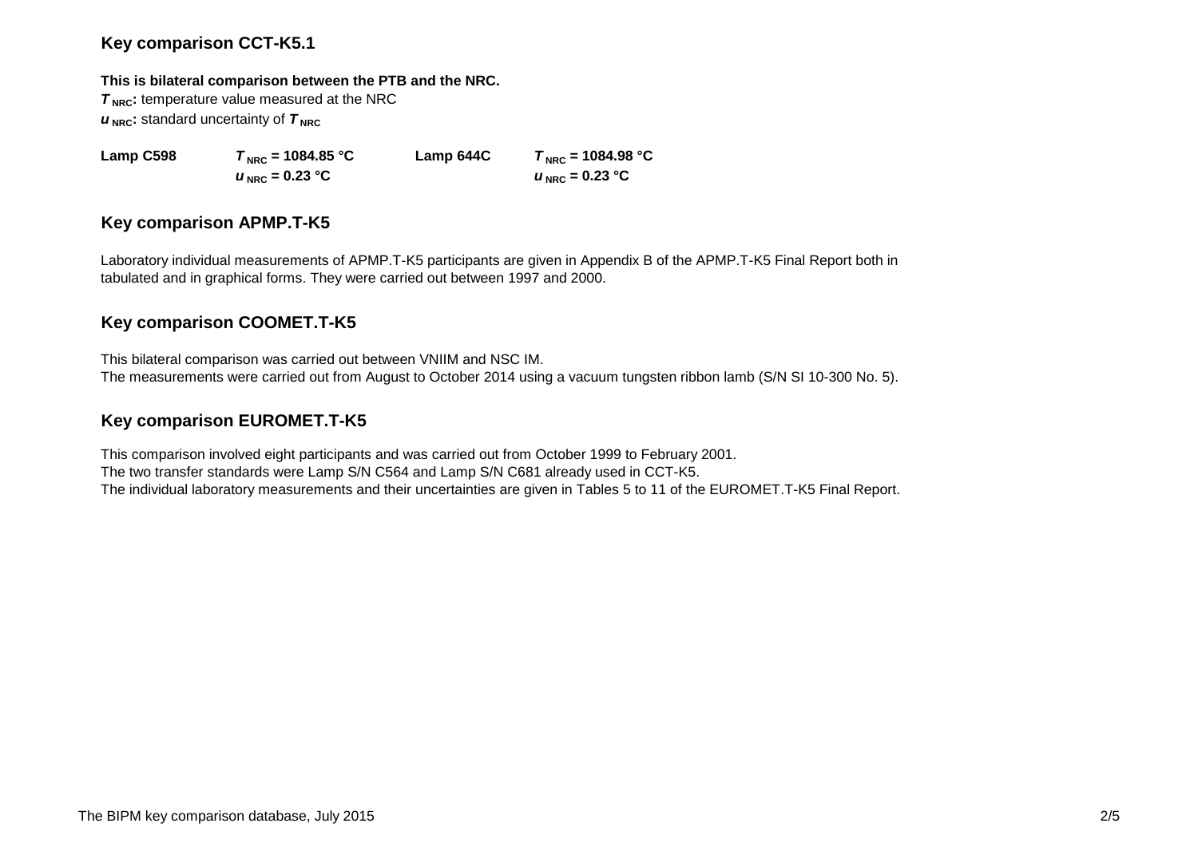## Key comparison CCT-K5.1

**This is bilateral comparison between the PTB and the NRC.**
$T_{NRC}$: temperature value measured at the NRC
$u_{NRC}$: standard uncertainty of $T_{NRC}$

| | | | |
|---|---|---|---|
| **Lamp C598** | $T_{NRC}$ **= 1084.85 °C** | **Lamp 644C** | $T_{NRC}$ **= 1084.98 °C** |
| | $u_{NRC}$ **= 0.23 °C** | | $u_{NRC}$ **= 0.23 °C** |

## Key comparison APMP.T-K5

Laboratory individual measurements of APMP.T-K5 participants are given in Appendix B of the APMP.T-K5 Final Report both in tabulated and in graphical forms. They were carried out between 1997 and 2000.

## Key comparison COOMET.T-K5

This bilateral comparison was carried out between VNIIM and NSC IM.
The measurements were carried out from August to October 2014 using a vacuum tungsten ribbon lamb (S/N SI 10-300 No. 5).

## Key comparison EUROMET.T-K5

This comparison involved eight participants and was carried out from October 1999 to February 2001.
The two transfer standards were Lamp S/N C564 and Lamp S/N C681 already used in CCT-K5.
The individual laboratory measurements and their uncertainties are given in Tables 5 to 11 of the EUROMET.T-K5 Final Report.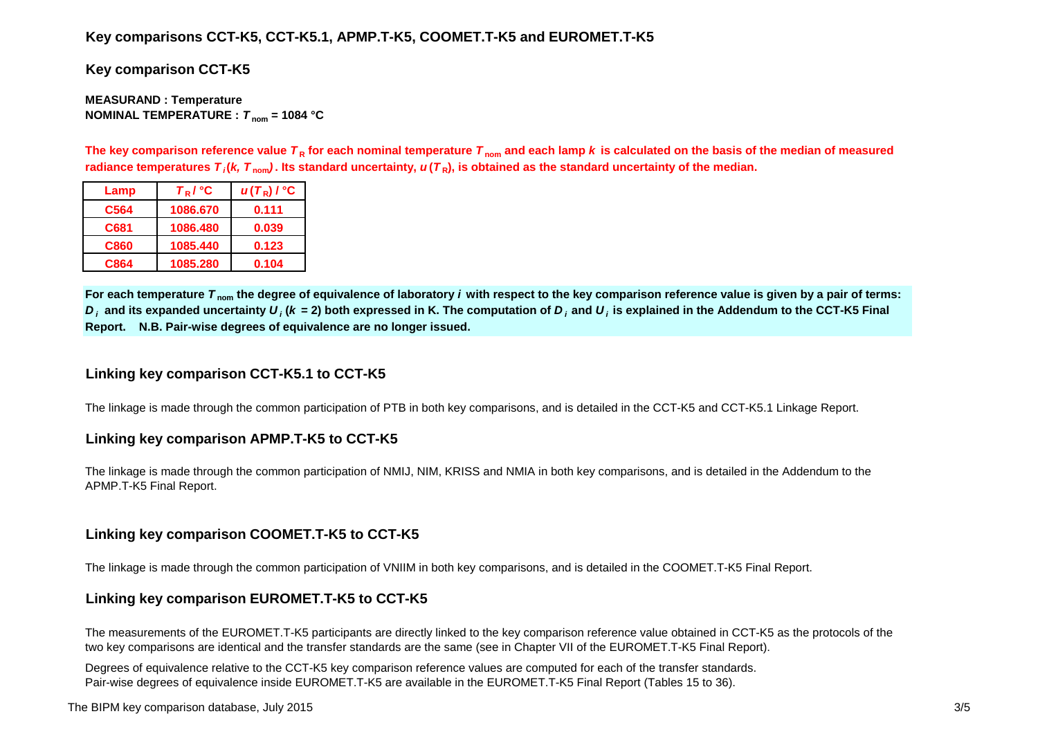## Key comparisons CCT-K5, CCT-K5.1, APMP.T-K5, COOMET.T-K5 and EUROMET.T-K5

### Key comparison CCT-K5

**MEASURAND : Temperature**
**NOMINAL TEMPERATURE : $T_{nom}$ = 1084 °C**

**The key comparison reference value $T_R$ for each nominal temperature $T_{nom}$ and each lamp $k$ is calculated on the basis of the median of measured radiance temperatures $T_i(k, T_{nom})$ . Its standard uncertainty, $u(T_R)$, is obtained as the standard uncertainty of the median.**

| Lamp | $T_R$ / °C | $u(T_R)$ / °C |
|---|---|---|
| C564 | 1086.670 | 0.111 |
| C681 | 1086.480 | 0.039 |
| C860 | 1085.440 | 0.123 |
| C864 | 1085.280 | 0.104 |

**For each temperature $T_{nom}$ the degree of equivalence of laboratory $i$ with respect to the key comparison reference value is given by a pair of terms: $D_i$ and its expanded uncertainty $U_i$ ($k$ = 2) both expressed in K. The computation of $D_i$ and $U_i$ is explained in the Addendum to the CCT-K5 Final Report. N.B. Pair-wise degrees of equivalence are no longer issued.**

### Linking key comparison CCT-K5.1 to CCT-K5

The linkage is made through the common participation of PTB in both key comparisons, and is detailed in the CCT-K5 and CCT-K5.1 Linkage Report.

### Linking key comparison APMP.T-K5 to CCT-K5

The linkage is made through the common participation of NMIJ, NIM, KRISS and NMIA in both key comparisons, and is detailed in the Addendum to the APMP.T-K5 Final Report.

### Linking key comparison COOMET.T-K5 to CCT-K5

The linkage is made through the common participation of VNIIM in both key comparisons, and is detailed in the COOMET.T-K5 Final Report.

### Linking key comparison EUROMET.T-K5 to CCT-K5

The measurements of the EUROMET.T-K5 participants are directly linked to the key comparison reference value obtained in CCT-K5 as the protocols of the two key comparisons are identical and the transfer standards are the same (see in Chapter VII of the EUROMET.T-K5 Final Report).

Degrees of equivalence relative to the CCT-K5 key comparison reference values are computed for each of the transfer standards.
Pair-wise degrees of equivalence inside EUROMET.T-K5 are available in the EUROMET.T-K5 Final Report (Tables 15 to 36).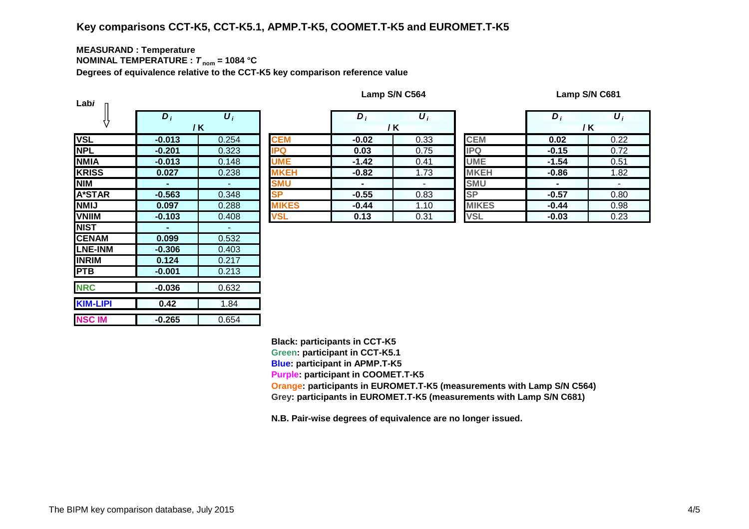# Key comparisons CCT-K5, CCT-K5.1, APMP.T-K5, COOMET.T-K5 and EUROMET.T-K5

**MEASURAND : Temperature**

**NOMINAL TEMPERATURE : $T_{nom}$ = 1084 °C**

**Degrees of equivalence relative to the CCT-K5 key comparison reference value**

| Lab *i* | $D_i$ / K | $U_i$ / K |
|---|---|---|
| VSL | -0.013 | 0.254 |
| NPL | -0.201 | 0.323 |
| NMIA | -0.013 | 0.148 |
| KRISS | 0.027 | 0.238 |
| NIM | - | - |
| A*STAR | -0.563 | 0.348 |
| NMIJ | 0.097 | 0.288 |
| VNIIM | -0.103 | 0.408 |
| NIST | - | - |
| CENAM | 0.099 | 0.532 |
| LNE-INM | -0.306 | 0.403 |
| INRIM | 0.124 | 0.217 |
| PTB | -0.001 | 0.213 |
| NRC | -0.036 | 0.632 |
| KIM-LIPI | 0.42 | 1.84 |
| NSC IM | -0.265 | 0.654 |

**Lamp S/N C564**

| Lab *i* | $D_i$ / K | $U_i$ / K |
|---|---|---|
| CEM | -0.02 | 0.33 |
| IPQ | 0.03 | 0.75 |
| UME | -1.42 | 0.41 |
| MKEH | -0.82 | 1.73 |
| SMU | - | - |
| SP | -0.55 | 0.83 |
| MIKES | -0.44 | 1.10 |
| VSL | 0.13 | 0.31 |

**Lamp S/N C681**

| Lab *i* | $D_i$ / K | $U_i$ / K |
|---|---|---|
| CEM | 0.02 | 0.22 |
| IPQ | -0.15 | 0.72 |
| UME | -1.54 | 0.51 |
| MKEH | -0.86 | 1.82 |
| SMU | - | - |
| SP | -0.57 | 0.80 |
| MIKES | -0.44 | 0.98 |
| VSL | -0.03 | 0.23 |

**Black: participants in CCT-K5**
**Green: participant in CCT-K5.1**
**Blue: participant in APMP.T-K5**
**Purple: participant in COOMET.T-K5**
**Orange: participants in EUROMET.T-K5 (measurements with Lamp S/N C564)**
**Grey: participants in EUROMET.T-K5 (measurements with Lamp S/N C681)**

**N.B. Pair-wise degrees of equivalence are no longer issued.**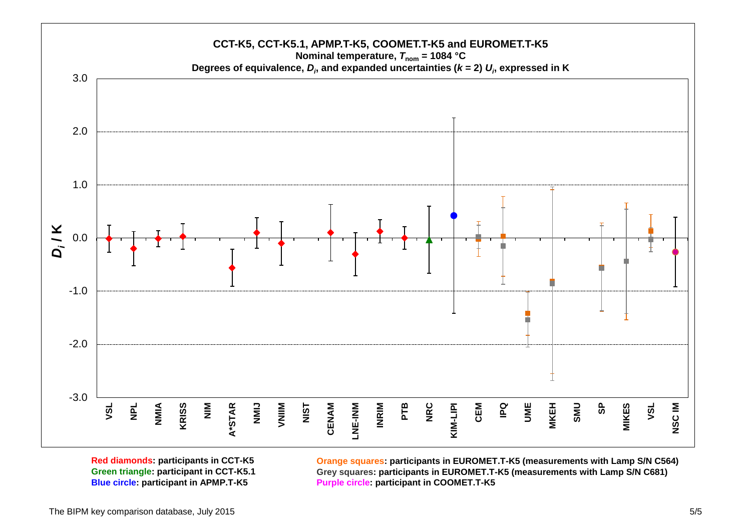CCT-K5, CCT-K5.1, APMP.T-K5, COOMET.T-K5 and EUROMET.T-K5

Nominal temperature, $T_{nom}$ = 1084 °C

Degrees of equivalence, $D_i$, and expanded uncertainties ($k$ = 2) $U_i$, expressed in K

$D_i$ / K

3.0
2.0
1.0
0.0
-1.0
-2.0
-3.0

VSL
NPL
NMIA
KRISS
NIM
A*STAR
NMIJ
VNIIM
NIST
CENAM
LNE-INM
INRIM
PTB
NRC
KIM-LIPI
CEM
IPQ
UME
MKEH
SMU
SP
MIKES
VSL
NSC IM

**Red diamonds: participants in CCT-K5**
**Green triangle: participant in CCT-K5.1**
**Blue circle: participant in APMP.T-K5**
**Orange squares: participants in EUROMET.T-K5 (measurements with Lamp S/N C564)**
**Grey squares: participants in EUROMET.T-K5 (measurements with Lamp S/N C681)**
**Purple circle: participant in COOMET.T-K5**

The BIPM key comparison database, July 2015